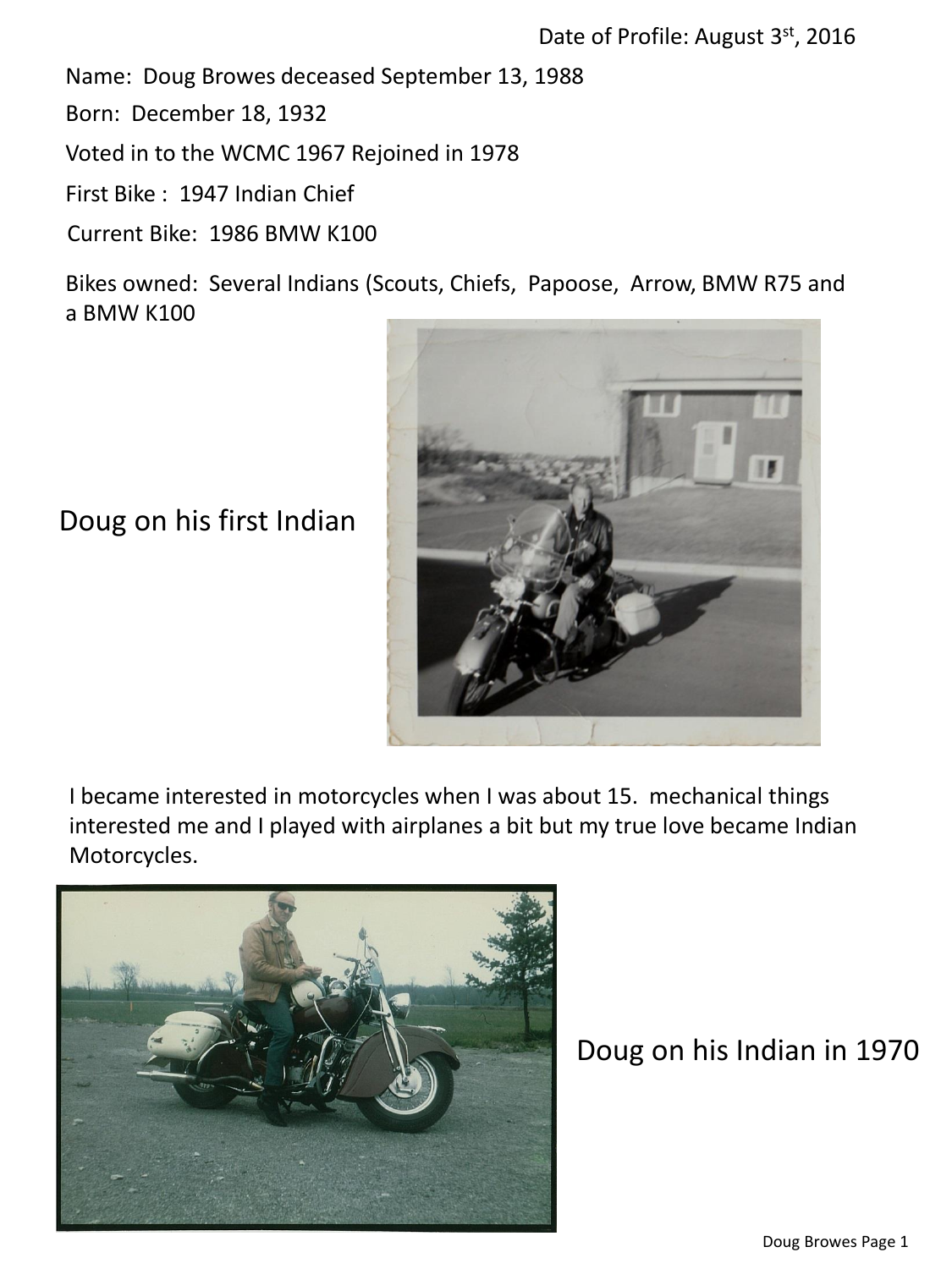Date of Profile: August 3rd, 2016

Name: Doug Browes deceased September 13, 1988

Born: December 18, 1932

Voted in to the WCMC 1967 Rejoined in 1978

First Bike : 1947 Indian Chief

Current Bike: 1986 BMW K100

Bikes owned: Several Indians (Scouts, Chiefs, Papoose, Arrow, BMW R75 and a BMW K100

Doug on his first Indian

I became interested in motorcycles when I was about 15. mechanical things interested me and I played with airplanes a bit but my true love became Indian Motorcycles.

Doug on his Indian in 1970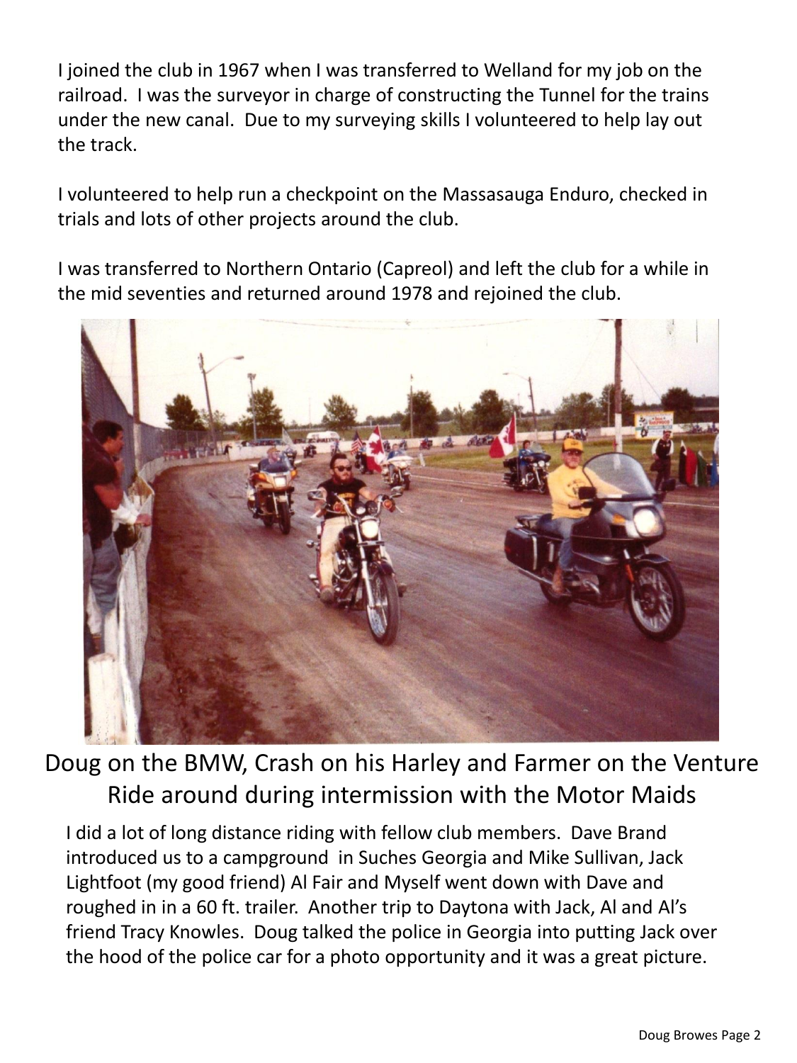I joined the club in 1967 when I was transferred to Welland for my job on the railroad. I was the surveyor in charge of constructing the Tunnel for the trains under the new canal. Due to my surveying skills I volunteered to help lay out the track.

I volunteered to help run a checkpoint on the Massasauga Enduro, checked in trials and lots of other projects around the club.

I was transferred to Northern Ontario (Capreol) and left the club for a while in the mid seventies and returned around 1978 and rejoined the club.

Doug on the BMW, Crash on his Harley and Farmer on the Venture
Ride around during intermission with the Motor Maids

I did a lot of long distance riding with fellow club members. Dave Brand introduced us to a campground in Suches Georgia and Mike Sullivan, Jack Lightfoot (my good friend) Al Fair and Myself went down with Dave and roughed in in a 60 ft. trailer. Another trip to Daytona with Jack, Al and Al's friend Tracy Knowles. Doug talked the police in Georgia into putting Jack over the hood of the police car for a photo opportunity and it was a great picture.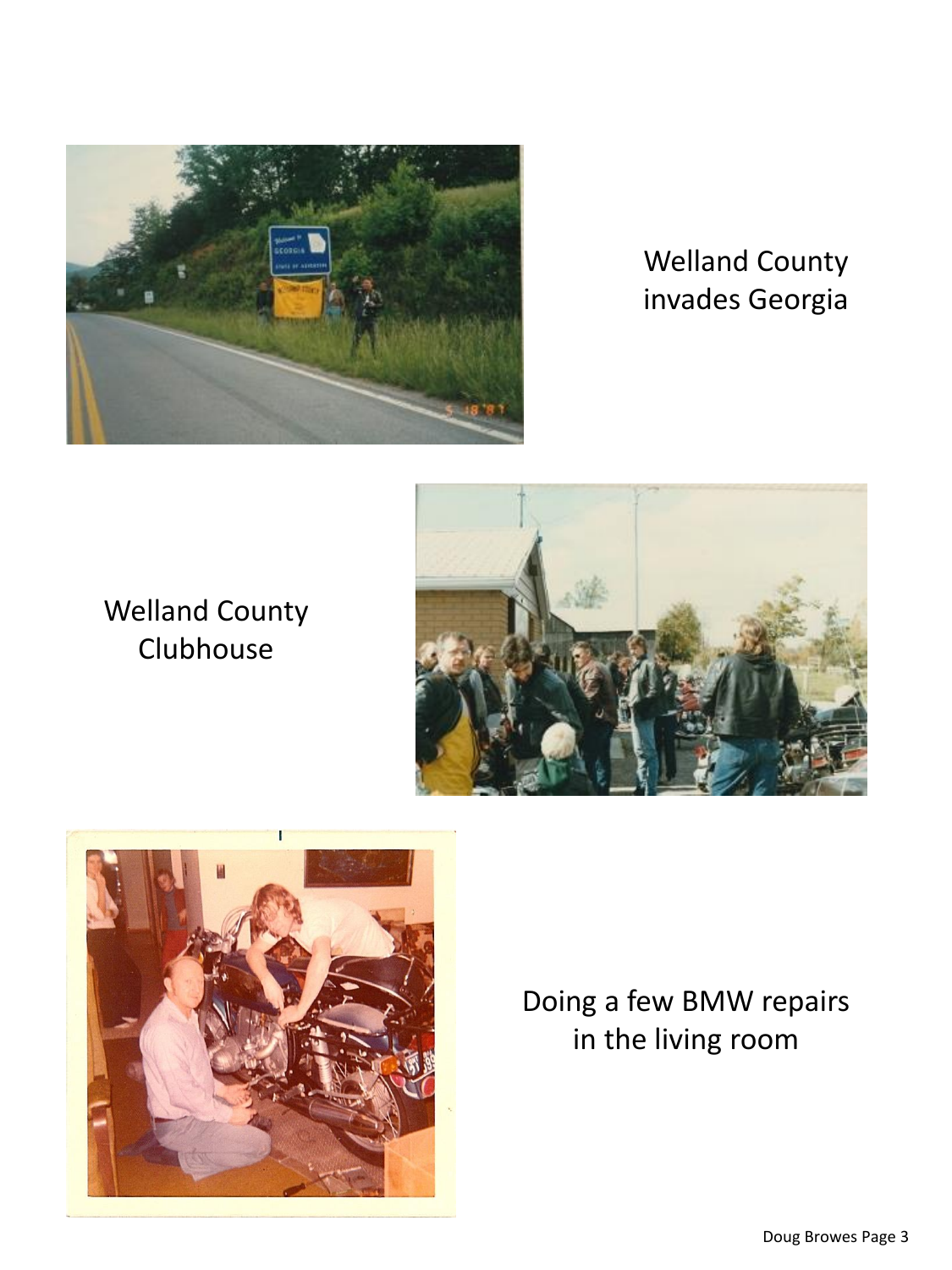Welland County invades Georgia

Welland County Clubhouse

Doing a few BMW repairs in the living room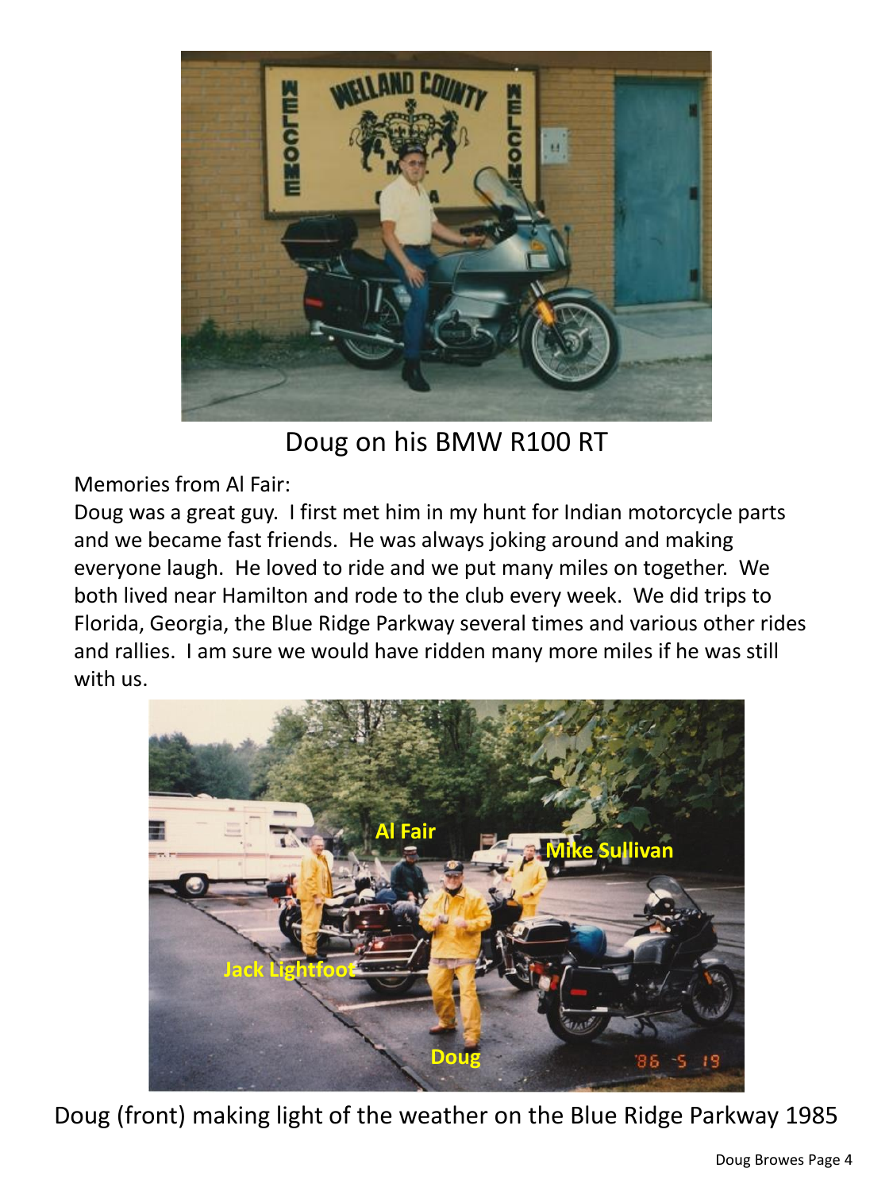Doug on his BMW R100 RT

Memories from Al Fair:
Doug was a great guy. I first met him in my hunt for Indian motorcycle parts and we became fast friends. He was always joking around and making everyone laugh. He loved to ride and we put many miles on together. We both lived near Hamilton and rode to the club every week. We did trips to Florida, Georgia, the Blue Ridge Parkway several times and various other rides and rallies. I am sure we would have ridden many more miles if he was still with us.

Doug (front) making light of the weather on the Blue Ridge Parkway 1985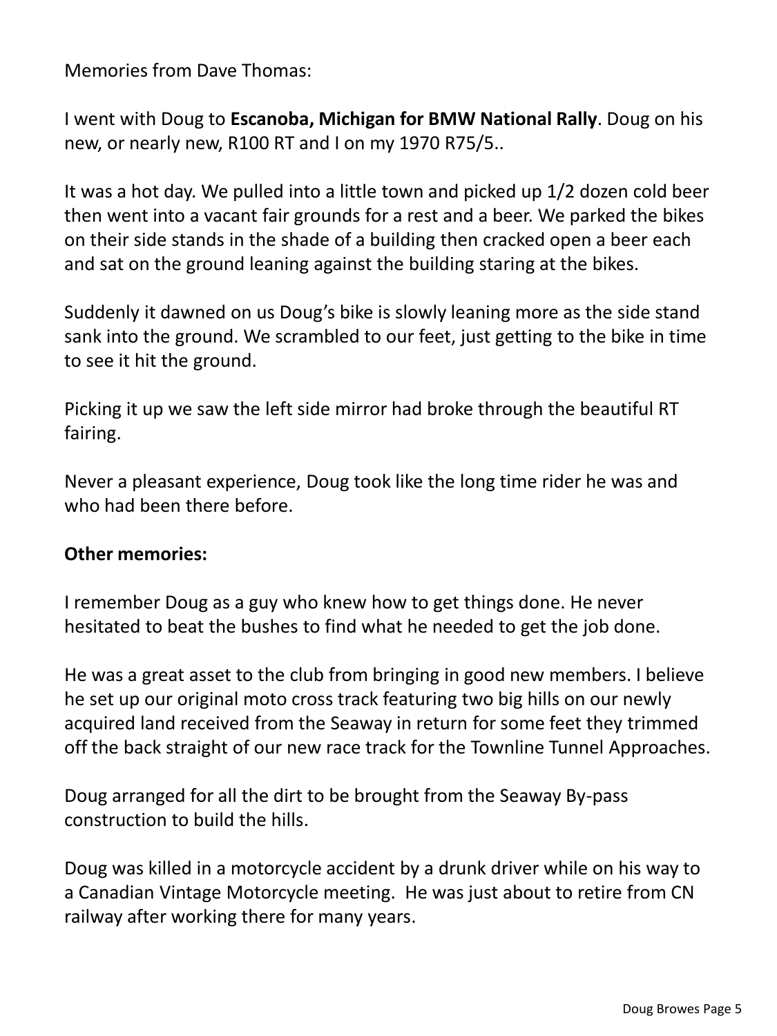Memories from Dave Thomas:

I went with Doug to **Escanoba, Michigan for BMW National Rally**. Doug on his new, or nearly new, R100 RT and I on my 1970 R75/5..

It was a hot day. We pulled into a little town and picked up 1/2 dozen cold beer then went into a vacant fair grounds for a rest and a beer. We parked the bikes on their side stands in the shade of a building then cracked open a beer each and sat on the ground leaning against the building staring at the bikes.

Suddenly it dawned on us Doug's bike is slowly leaning more as the side stand sank into the ground. We scrambled to our feet, just getting to the bike in time to see it hit the ground.

Picking it up we saw the left side mirror had broke through the beautiful RT fairing.

Never a pleasant experience, Doug took like the long time rider he was and who had been there before.

**Other memories:**

I remember Doug as a guy who knew how to get things done. He never hesitated to beat the bushes to find what he needed to get the job done.

He was a great asset to the club from bringing in good new members. I believe he set up our original moto cross track featuring two big hills on our newly acquired land received from the Seaway in return for some feet they trimmed off the back straight of our new race track for the Townline Tunnel Approaches.

Doug arranged for all the dirt to be brought from the Seaway By-pass construction to build the hills.

Doug was killed in a motorcycle accident by a drunk driver while on his way to a Canadian Vintage Motorcycle meeting. He was just about to retire from CN railway after working there for many years.